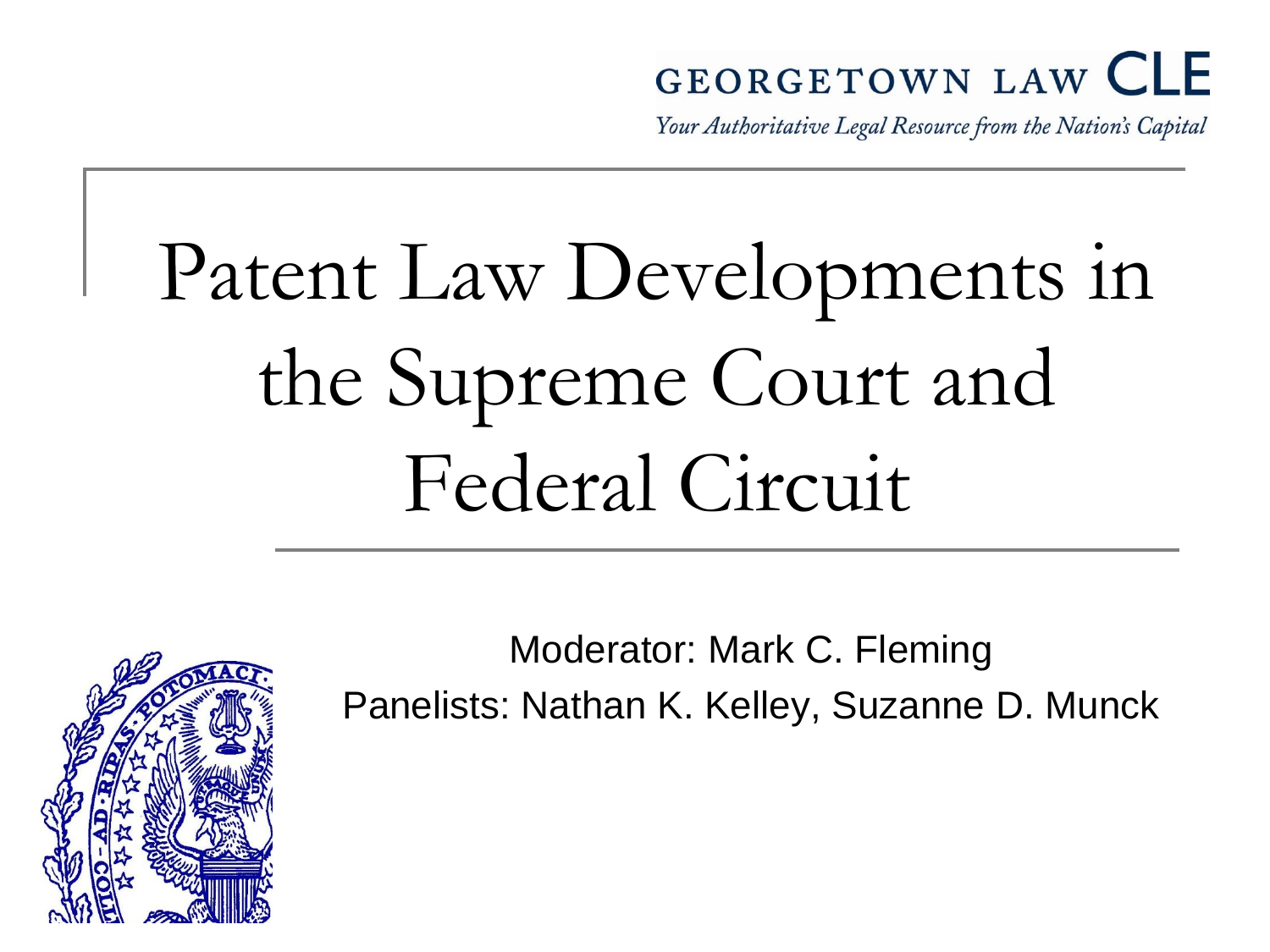GEORGETOWN LAW CLE

*Your Authoritative Legal Resource from the Nation's Capital*

# Patent Law Developments in the Supreme Court and Federal Circuit

Moderator: Mark C. Fleming

Panelists: Nathan K. Kelley, Suzanne D. Munck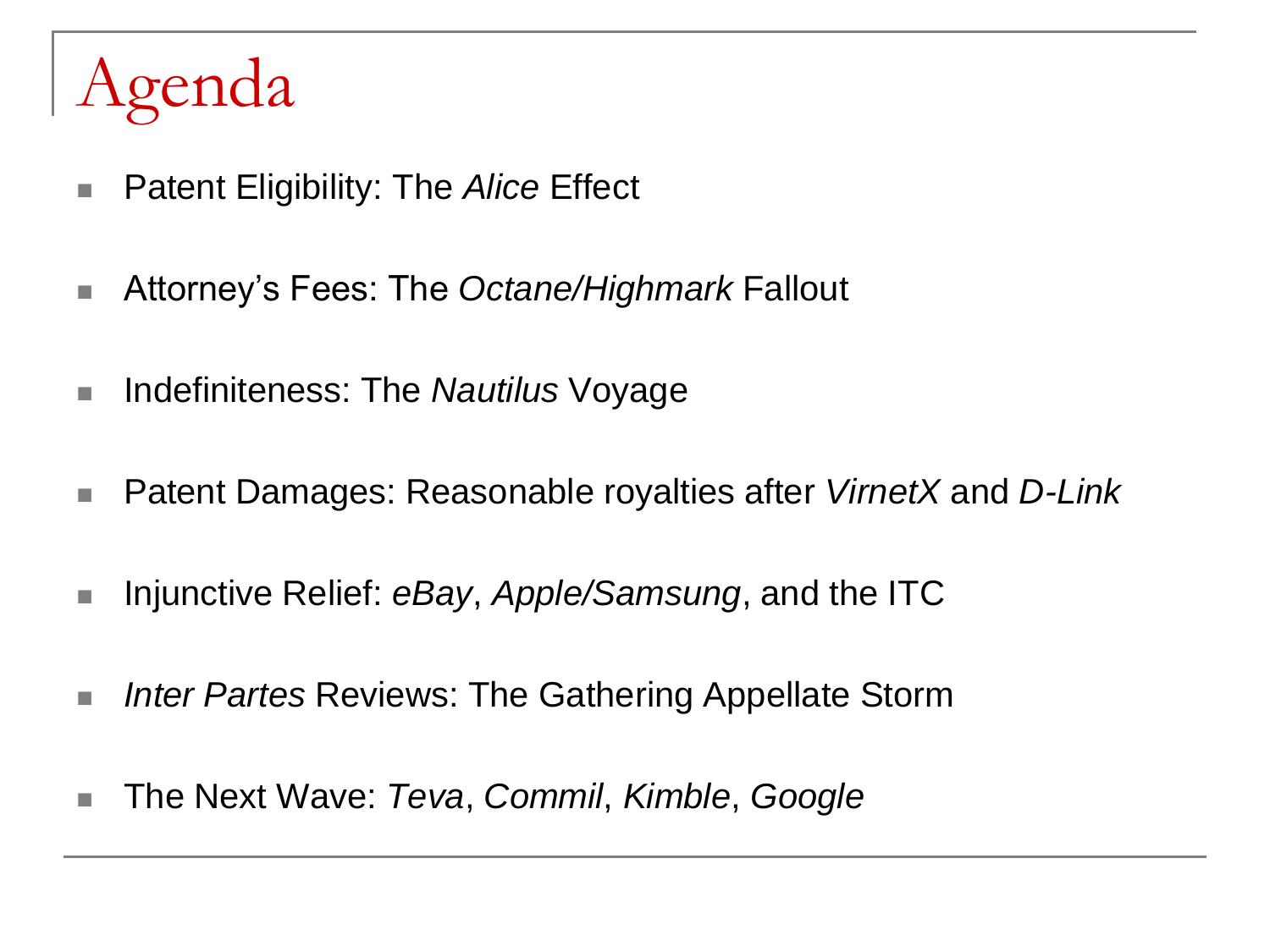# Agenda

- Patent Eligibility: The *Alice* Effect
- Attorney's Fees: The *Octane/Highmark* Fallout
- Indefiniteness: The *Nautilus* Voyage
- Patent Damages: Reasonable royalties after *VirnetX* and *D-Link*
- Injunctive Relief: *eBay*, *Apple/Samsung*, and the ITC
- *Inter Partes* Reviews: The Gathering Appellate Storm
- The Next Wave: *Teva*, *Commil*, *Kimble*, *Google*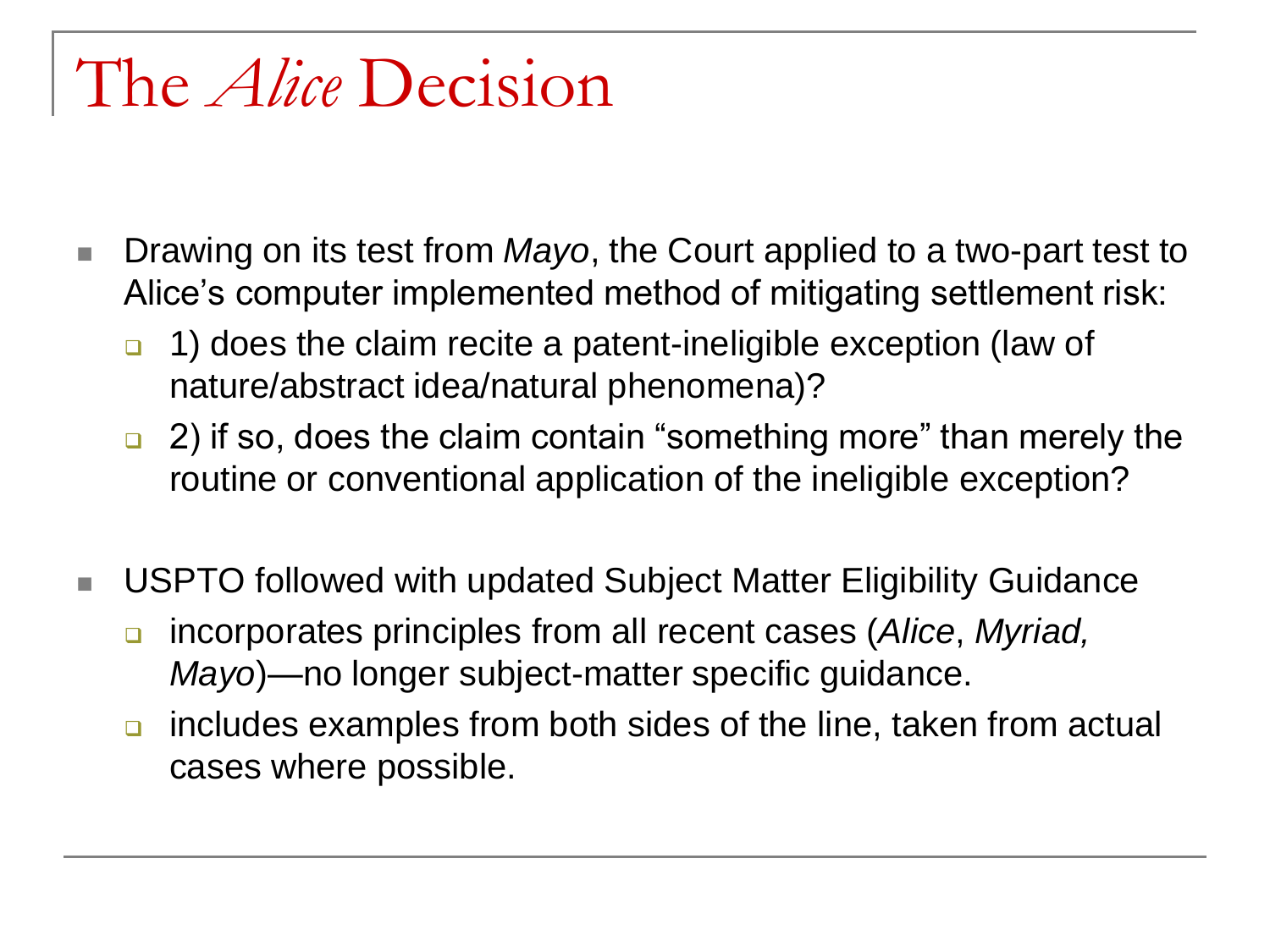# The *Alice* Decision

- Drawing on its test from *Mayo*, the Court applied to a two-part test to Alice's computer implemented method of mitigating settlement risk:
  - 1) does the claim recite a patent-ineligible exception (law of nature/abstract idea/natural phenomena)?
  - 2) if so, does the claim contain "something more" than merely the routine or conventional application of the ineligible exception?

- USPTO followed with updated Subject Matter Eligibility Guidance
  - incorporates principles from all recent cases (*Alice*, *Myriad, Mayo*)—no longer subject-matter specific guidance.
  - includes examples from both sides of the line, taken from actual cases where possible.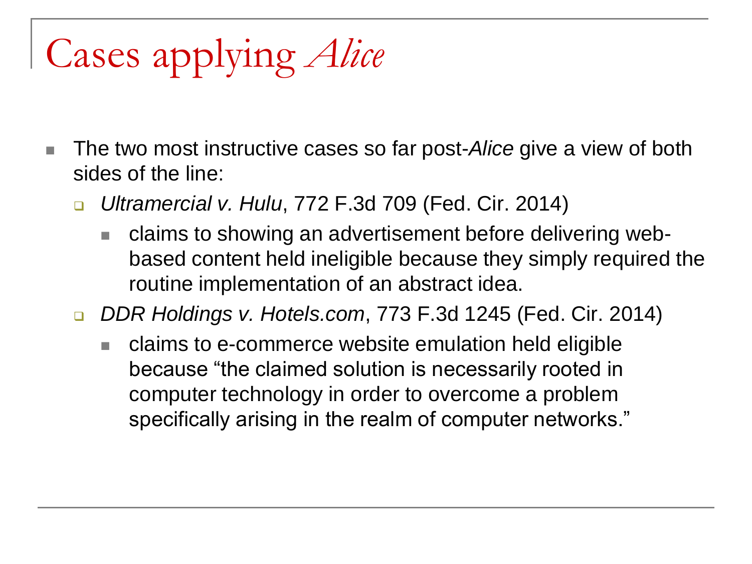# Cases applying *Alice*

- The two most instructive cases so far post-*Alice* give a view of both sides of the line:
  - *Ultramercial v. Hulu*, 772 F.3d 709 (Fed. Cir. 2014)
    - claims to showing an advertisement before delivering web-based content held ineligible because they simply required the routine implementation of an abstract idea.
  - *DDR Holdings v. Hotels.com*, 773 F.3d 1245 (Fed. Cir. 2014)
    - claims to e-commerce website emulation held eligible because "the claimed solution is necessarily rooted in computer technology in order to overcome a problem specifically arising in the realm of computer networks."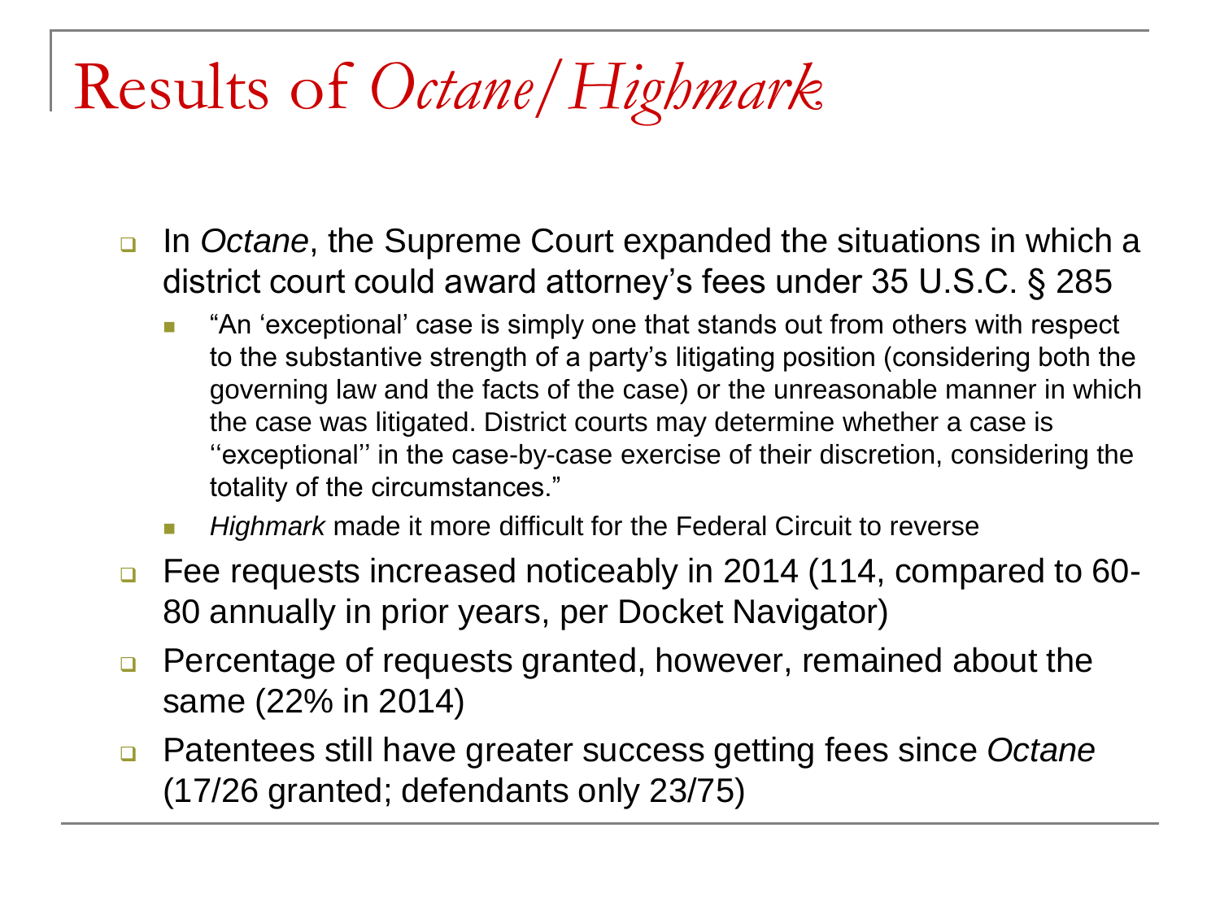# Results of *Octane/Highmark*

- In *Octane*, the Supreme Court expanded the situations in which a district court could award attorney's fees under 35 U.S.C. § 285
  - "An 'exceptional' case is simply one that stands out from others with respect to the substantive strength of a party's litigating position (considering both the governing law and the facts of the case) or the unreasonable manner in which the case was litigated. District courts may determine whether a case is ''exceptional'' in the case-by-case exercise of their discretion, considering the totality of the circumstances."
  - *Highmark* made it more difficult for the Federal Circuit to reverse
- Fee requests increased noticeably in 2014 (114, compared to 60-80 annually in prior years, per Docket Navigator)
- Percentage of requests granted, however, remained about the same (22% in 2014)
- Patentees still have greater success getting fees since *Octane* (17/26 granted; defendants only 23/75)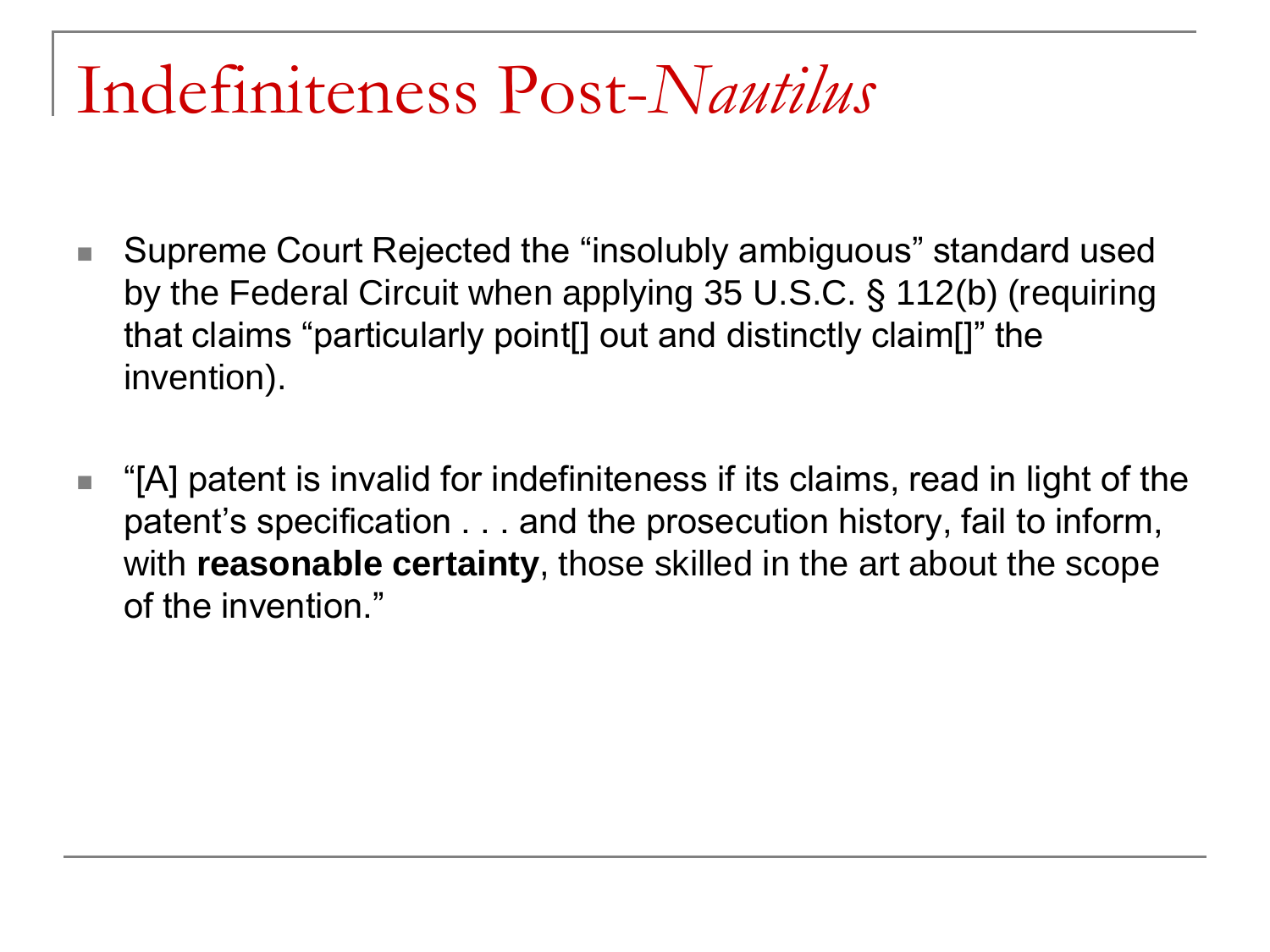# Indefiniteness Post-*Nautilus*

- Supreme Court Rejected the "insolubly ambiguous" standard used by the Federal Circuit when applying 35 U.S.C. § 112(b) (requiring that claims "particularly point[] out and distinctly claim[]" the invention).

- "[A] patent is invalid for indefiniteness if its claims, read in light of the patent's specification . . . and the prosecution history, fail to inform, with **reasonable certainty**, those skilled in the art about the scope of the invention."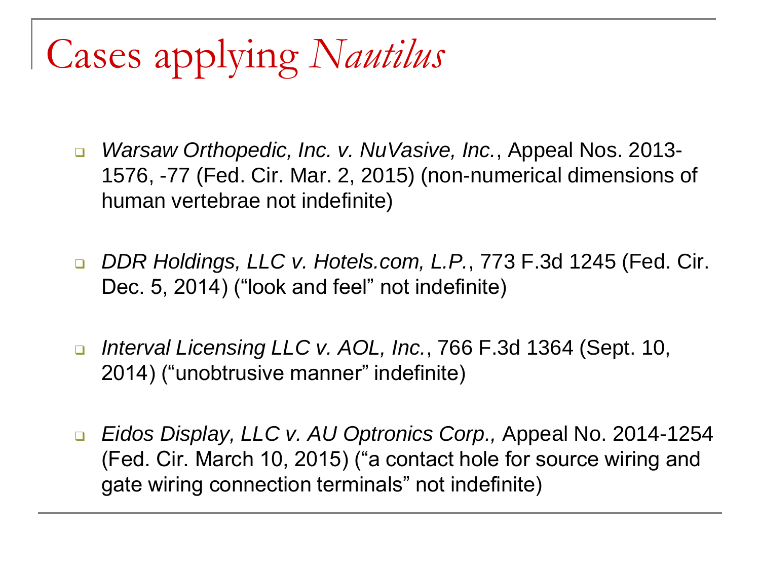# Cases applying *Nautilus*

- *Warsaw Orthopedic, Inc. v. NuVasive, Inc.*, Appeal Nos. 2013-1576, -77 (Fed. Cir. Mar. 2, 2015) (non-numerical dimensions of human vertebrae not indefinite)

- *DDR Holdings, LLC v. Hotels.com, L.P.*, 773 F.3d 1245 (Fed. Cir. Dec. 5, 2014) ("look and feel" not indefinite)

- *Interval Licensing LLC v. AOL, Inc.*, 766 F.3d 1364 (Sept. 10, 2014) ("unobtrusive manner" indefinite)

- *Eidos Display, LLC v. AU Optronics Corp.,* Appeal No. 2014-1254 (Fed. Cir. March 10, 2015) ("a contact hole for source wiring and gate wiring connection terminals" not indefinite)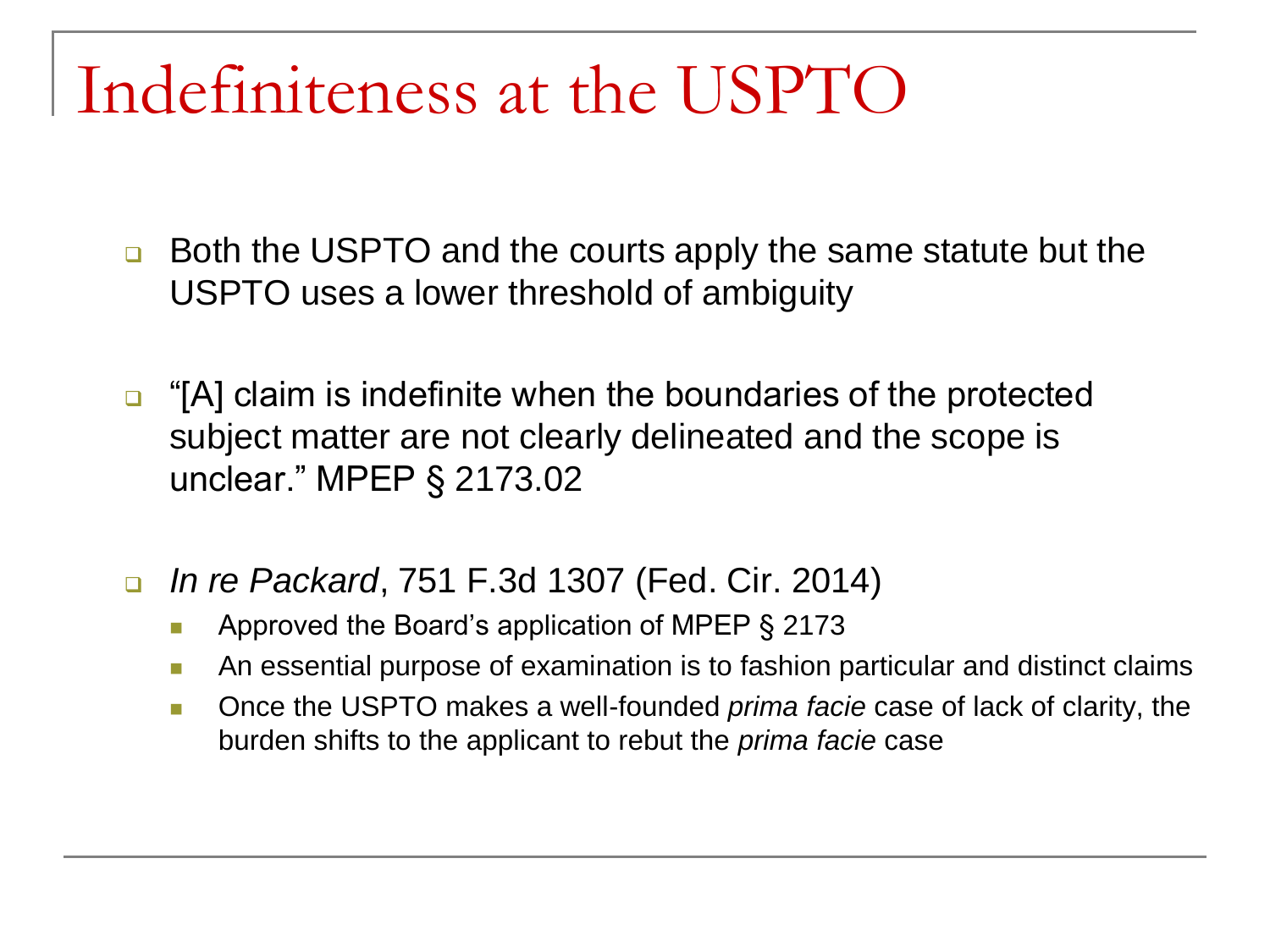# Indefiniteness at the USPTO

- Both the USPTO and the courts apply the same statute but the USPTO uses a lower threshold of ambiguity

- "[A] claim is indefinite when the boundaries of the protected subject matter are not clearly delineated and the scope is unclear." MPEP § 2173.02

- *In re Packard*, 751 F.3d 1307 (Fed. Cir. 2014)
  - Approved the Board's application of MPEP § 2173
  - An essential purpose of examination is to fashion particular and distinct claims
  - Once the USPTO makes a well-founded *prima facie* case of lack of clarity, the burden shifts to the applicant to rebut the *prima facie* case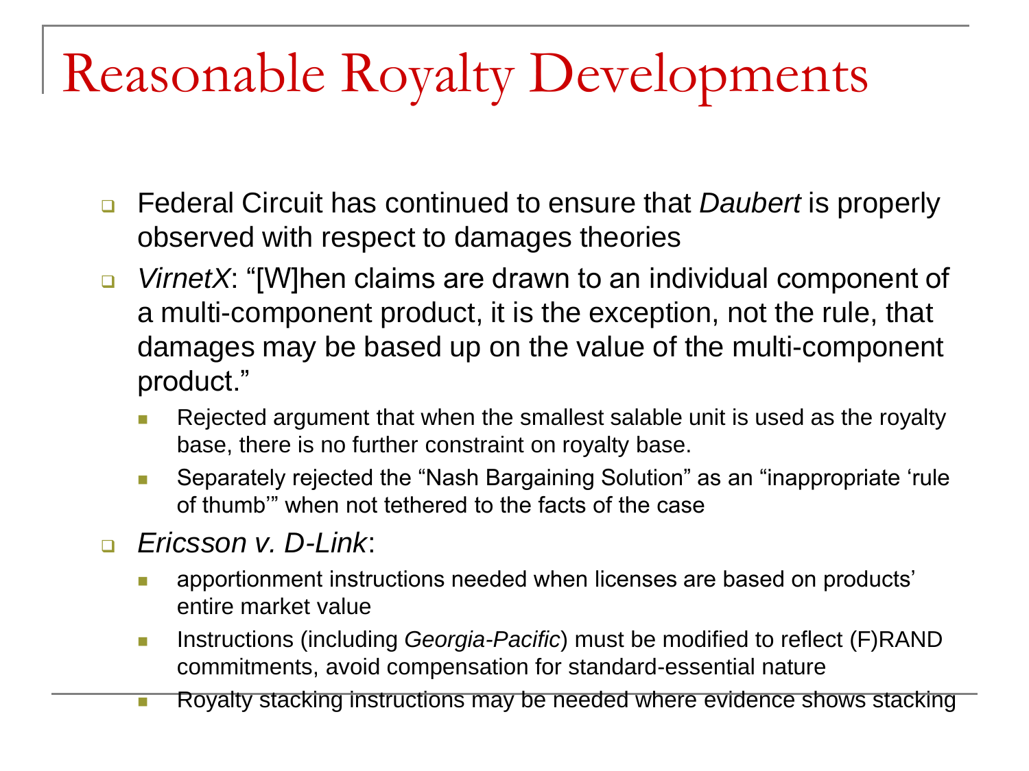# Reasonable Royalty Developments

- Federal Circuit has continued to ensure that *Daubert* is properly observed with respect to damages theories
- *VirnetX*: "[W]hen claims are drawn to an individual component of a multi-component product, it is the exception, not the rule, that damages may be based up on the value of the multi-component product."
  - Rejected argument that when the smallest salable unit is used as the royalty base, there is no further constraint on royalty base.
  - Separately rejected the "Nash Bargaining Solution" as an "inappropriate 'rule of thumb'" when not tethered to the facts of the case
- *Ericsson v. D-Link*:
  - apportionment instructions needed when licenses are based on products' entire market value
  - Instructions (including *Georgia-Pacific*) must be modified to reflect (F)RAND commitments, avoid compensation for standard-essential nature
  - Royalty stacking instructions may be needed where evidence shows stacking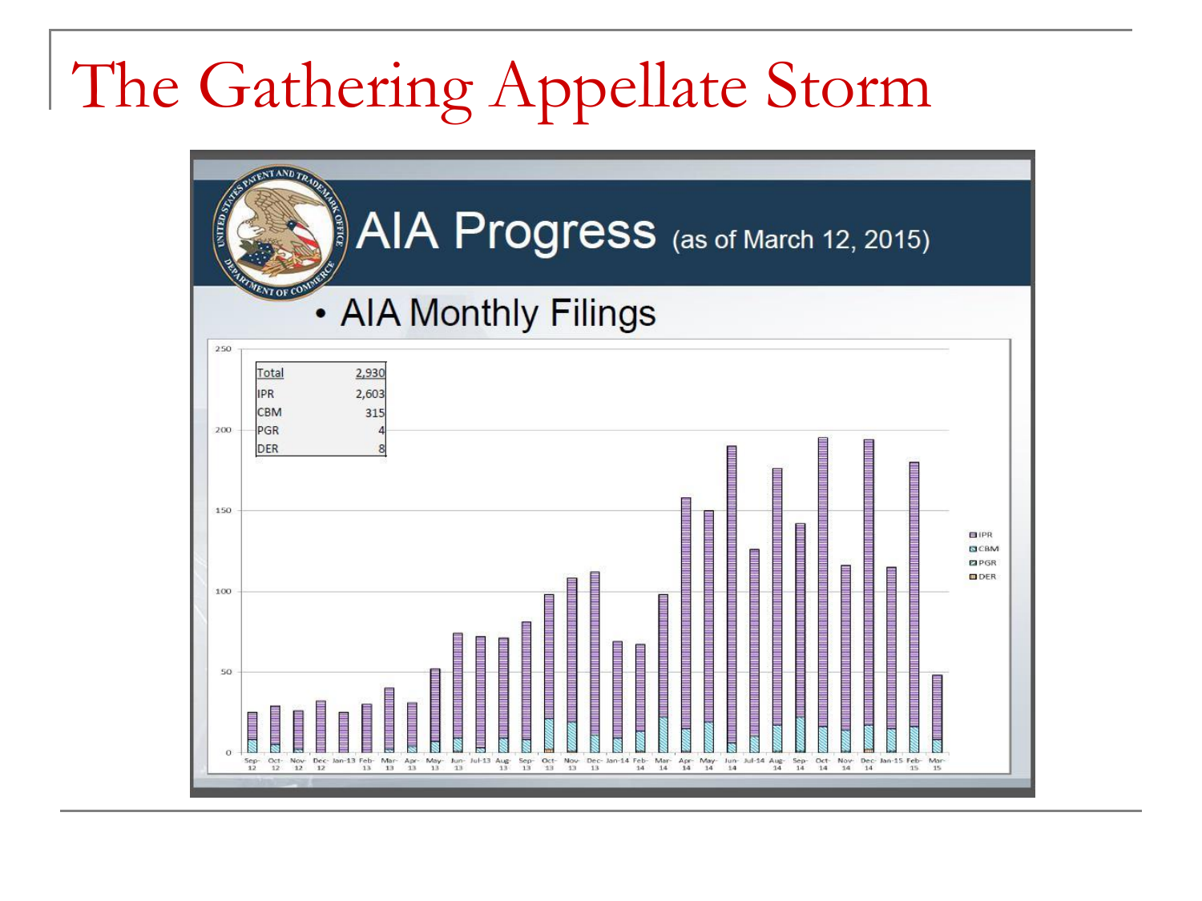# The Gathering Appellate Storm

## AIA Progress (as of March 12, 2015)

- AIA Monthly Filings

| Total | 2,930 |
|---|---|
| IPR | 2,603 |
| CBM | 315 |
| PGR | 4 |
| DER | 8 |

250
200
150
100
50
0

Sep-12 Oct-12 Nov-12 Dec-12 Jan-13 Feb-13 Mar-13 Apr-13 May-13 Jun-13 Jul-13 Aug-13 Sep-13 Oct-13 Nov-13 Dec-13 Jan-14 Feb-14 Mar-14 Apr-14 May-14 Jun-14 Jul-14 Aug-14 Sep-14 Oct-14 Nov-14 Dec-14 Jan-15 Feb-15 Mar-15

IPR
CBM
PGR
DER